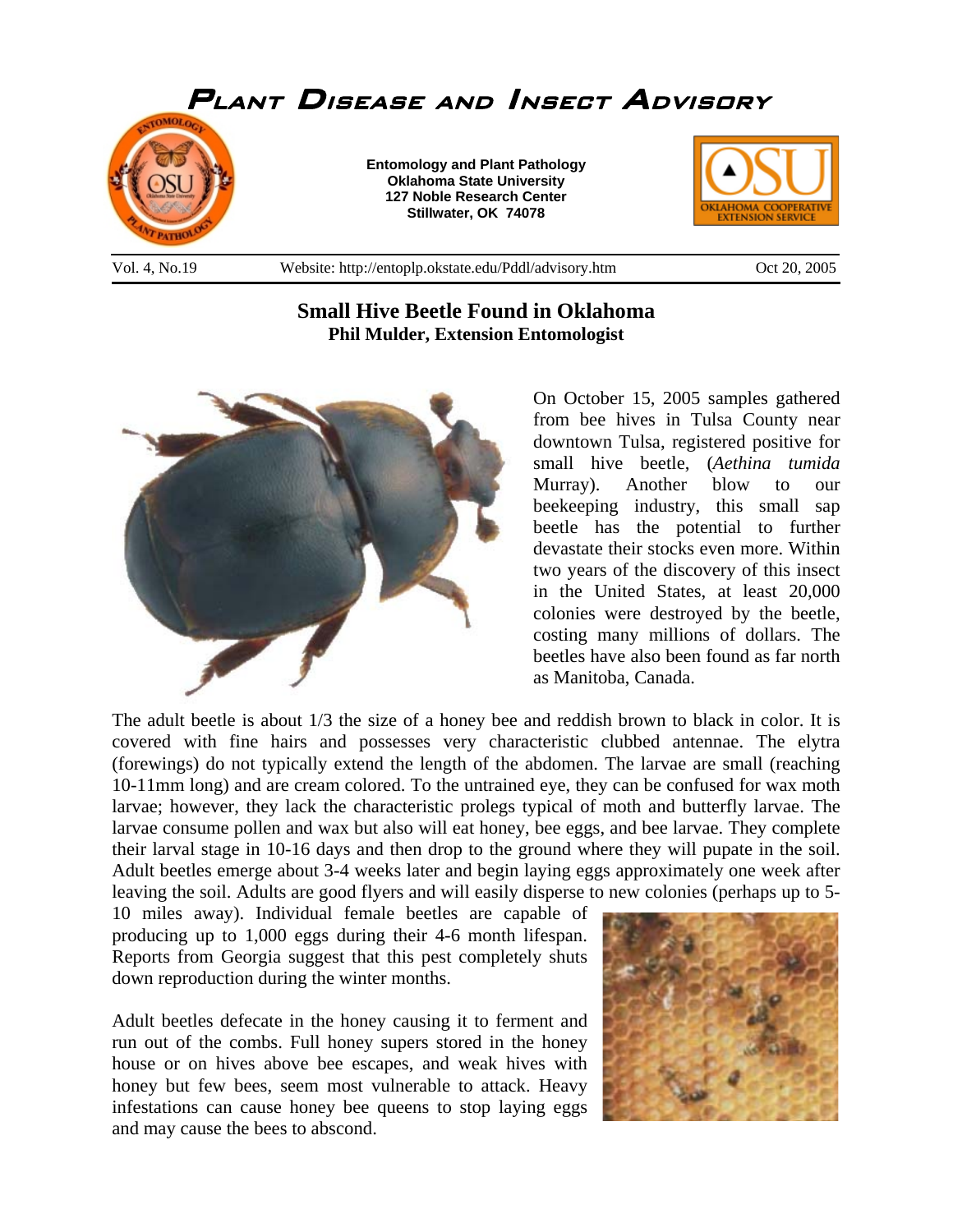# Plant Disease and Insect Advisory

**Entomology and Plant Pathology**
**Oklahoma State University**
**127 Noble Research Center**
**Stillwater, OK 74078**

Vol. 4, No.19 Website: http://entoplp.okstate.edu/Pddl/advisory.htm Oct 20, 2005

## Small Hive Beetle Found in Oklahoma

**Phil Mulder, Extension Entomologist**

On October 15, 2005 samples gathered from bee hives in Tulsa County near downtown Tulsa, registered positive for small hive beetle, (*Aethina tumida* Murray). Another blow to our beekeeping industry, this small sap beetle has the potential to further devastate their stocks even more. Within two years of the discovery of this insect in the United States, at least 20,000 colonies were destroyed by the beetle, costing many millions of dollars. The beetles have also been found as far north as Manitoba, Canada.

The adult beetle is about 1/3 the size of a honey bee and reddish brown to black in color. It is covered with fine hairs and possesses very characteristic clubbed antennae. The elytra (forewings) do not typically extend the length of the abdomen. The larvae are small (reaching 10-11mm long) and are cream colored. To the untrained eye, they can be confused for wax moth larvae; however, they lack the characteristic prolegs typical of moth and butterfly larvae. The larvae consume pollen and wax but also will eat honey, bee eggs, and bee larvae. They complete their larval stage in 10-16 days and then drop to the ground where they will pupate in the soil. Adult beetles emerge about 3-4 weeks later and begin laying eggs approximately one week after leaving the soil. Adults are good flyers and will easily disperse to new colonies (perhaps up to 5-10 miles away). Individual female beetles are capable of producing up to 1,000 eggs during their 4-6 month lifespan. Reports from Georgia suggest that this pest completely shuts down reproduction during the winter months.

Adult beetles defecate in the honey causing it to ferment and run out of the combs. Full honey supers stored in the honey house or on hives above bee escapes, and weak hives with honey but few bees, seem most vulnerable to attack. Heavy infestations can cause honey bee queens to stop laying eggs and may cause the bees to abscond.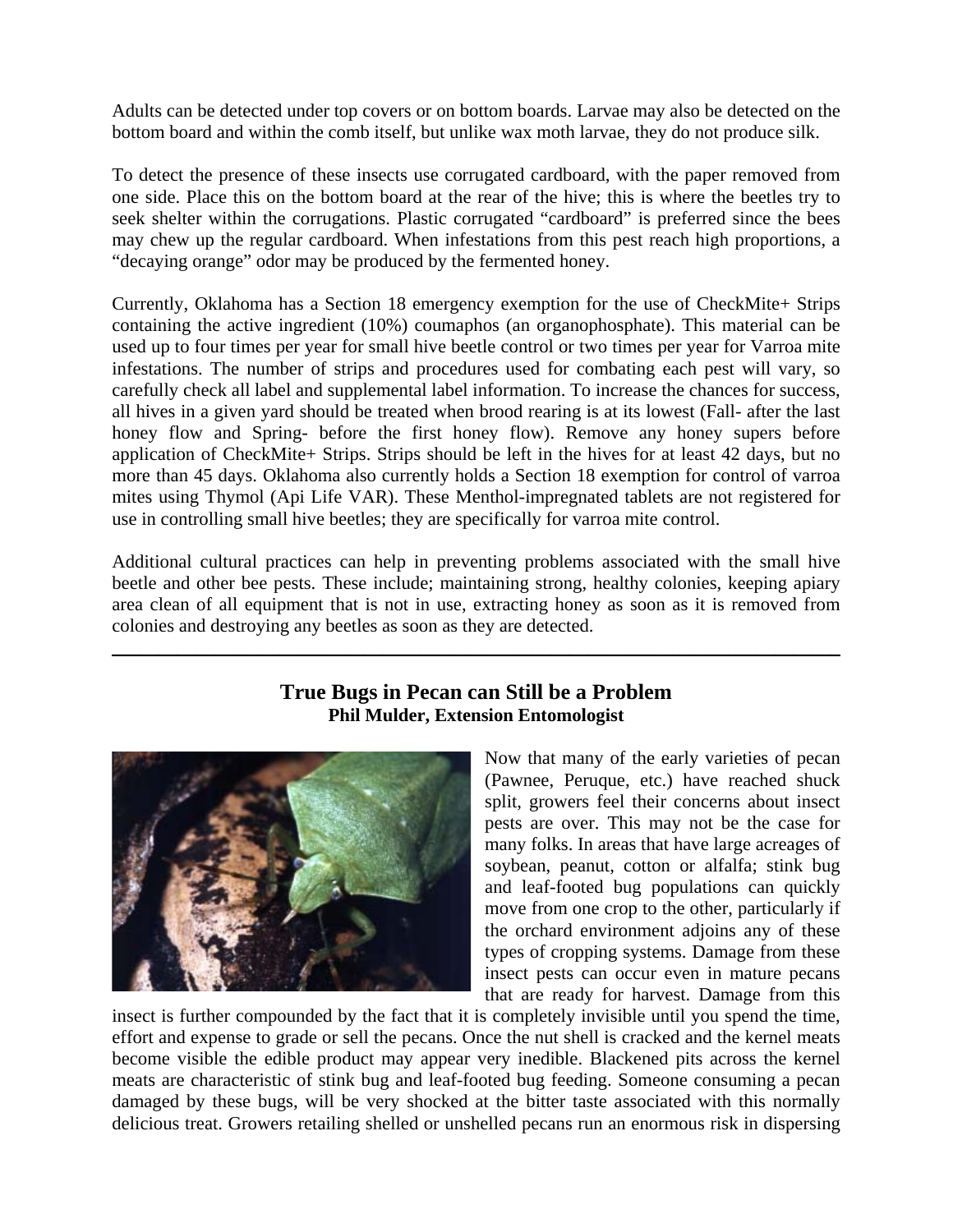Adults can be detected under top covers or on bottom boards. Larvae may also be detected on the bottom board and within the comb itself, but unlike wax moth larvae, they do not produce silk.

To detect the presence of these insects use corrugated cardboard, with the paper removed from one side. Place this on the bottom board at the rear of the hive; this is where the beetles try to seek shelter within the corrugations. Plastic corrugated "cardboard" is preferred since the bees may chew up the regular cardboard. When infestations from this pest reach high proportions, a "decaying orange" odor may be produced by the fermented honey.

Currently, Oklahoma has a Section 18 emergency exemption for the use of CheckMite+ Strips containing the active ingredient (10%) coumaphos (an organophosphate). This material can be used up to four times per year for small hive beetle control or two times per year for Varroa mite infestations. The number of strips and procedures used for combating each pest will vary, so carefully check all label and supplemental label information. To increase the chances for success, all hives in a given yard should be treated when brood rearing is at its lowest (Fall- after the last honey flow and Spring- before the first honey flow). Remove any honey supers before application of CheckMite+ Strips. Strips should be left in the hives for at least 42 days, but no more than 45 days. Oklahoma also currently holds a Section 18 exemption for control of varroa mites using Thymol (Api Life VAR). These Menthol-impregnated tablets are not registered for use in controlling small hive beetles; they are specifically for varroa mite control.

Additional cultural practices can help in preventing problems associated with the small hive beetle and other bee pests. These include; maintaining strong, healthy colonies, keeping apiary area clean of all equipment that is not in use, extracting honey as soon as it is removed from colonies and destroying any beetles as soon as they are detected.

---

## True Bugs in Pecan can Still be a Problem

**Phil Mulder, Extension Entomologist**

Now that many of the early varieties of pecan (Pawnee, Peruque, etc.) have reached shuck split, growers feel their concerns about insect pests are over. This may not be the case for many folks. In areas that have large acreages of soybean, peanut, cotton or alfalfa; stink bug and leaf-footed bug populations can quickly move from one crop to the other, particularly if the orchard environment adjoins any of these types of cropping systems. Damage from these insect pests can occur even in mature pecans that are ready for harvest. Damage from this insect is further compounded by the fact that it is completely invisible until you spend the time, effort and expense to grade or sell the pecans. Once the nut shell is cracked and the kernel meats become visible the edible product may appear very inedible. Blackened pits across the kernel meats are characteristic of stink bug and leaf-footed bug feeding. Someone consuming a pecan damaged by these bugs, will be very shocked at the bitter taste associated with this normally delicious treat. Growers retailing shelled or unshelled pecans run an enormous risk in dispersing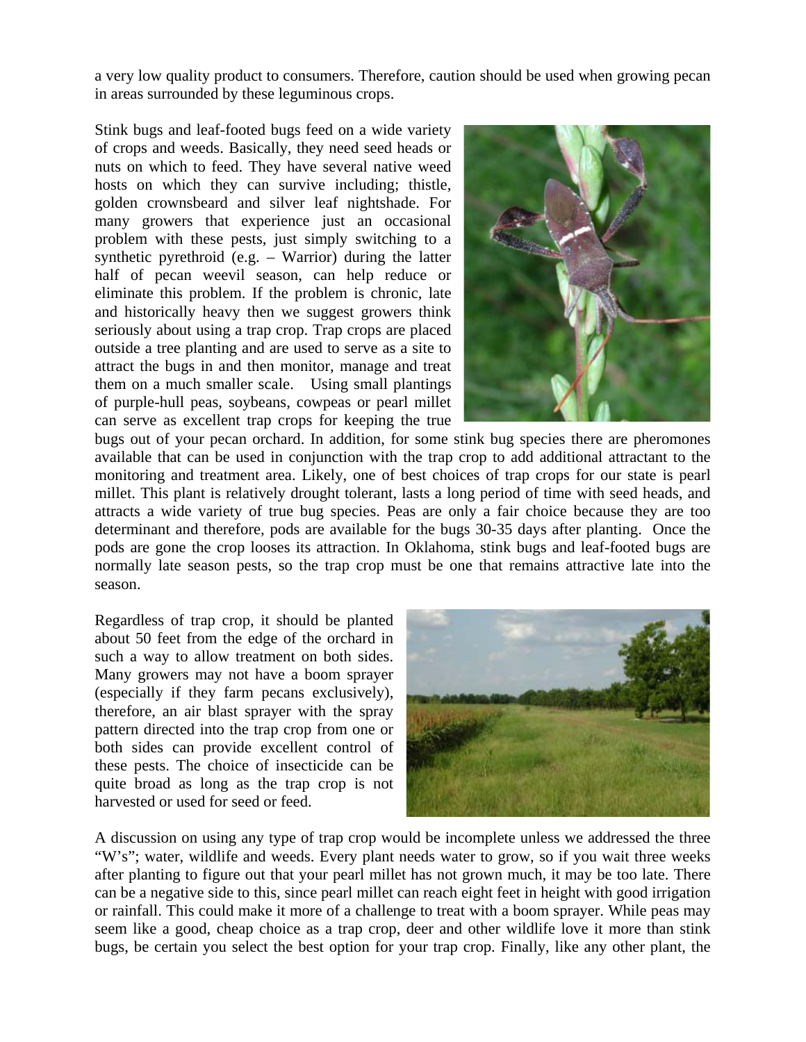a very low quality product to consumers. Therefore, caution should be used when growing pecan in areas surrounded by these leguminous crops.

Stink bugs and leaf-footed bugs feed on a wide variety of crops and weeds. Basically, they need seed heads or nuts on which to feed. They have several native weed hosts on which they can survive including; thistle, golden crownsbeard and silver leaf nightshade. For many growers that experience just an occasional problem with these pests, just simply switching to a synthetic pyrethroid (e.g. – Warrior) during the latter half of pecan weevil season, can help reduce or eliminate this problem. If the problem is chronic, late and historically heavy then we suggest growers think seriously about using a trap crop. Trap crops are placed outside a tree planting and are used to serve as a site to attract the bugs in and then monitor, manage and treat them on a much smaller scale. Using small plantings of purple-hull peas, soybeans, cowpeas or pearl millet can serve as excellent trap crops for keeping the true bugs out of your pecan orchard. In addition, for some stink bug species there are pheromones available that can be used in conjunction with the trap crop to add additional attractant to the monitoring and treatment area. Likely, one of best choices of trap crops for our state is pearl millet. This plant is relatively drought tolerant, lasts a long period of time with seed heads, and attracts a wide variety of true bug species. Peas are only a fair choice because they are too determinant and therefore, pods are available for the bugs 30-35 days after planting. Once the pods are gone the crop looses its attraction. In Oklahoma, stink bugs and leaf-footed bugs are normally late season pests, so the trap crop must be one that remains attractive late into the season.

Regardless of trap crop, it should be planted about 50 feet from the edge of the orchard in such a way to allow treatment on both sides. Many growers may not have a boom sprayer (especially if they farm pecans exclusively), therefore, an air blast sprayer with the spray pattern directed into the trap crop from one or both sides can provide excellent control of these pests. The choice of insecticide can be quite broad as long as the trap crop is not harvested or used for seed or feed.

A discussion on using any type of trap crop would be incomplete unless we addressed the three "W's"; water, wildlife and weeds. Every plant needs water to grow, so if you wait three weeks after planting to figure out that your pearl millet has not grown much, it may be too late. There can be a negative side to this, since pearl millet can reach eight feet in height with good irrigation or rainfall. This could make it more of a challenge to treat with a boom sprayer. While peas may seem like a good, cheap choice as a trap crop, deer and other wildlife love it more than stink bugs, be certain you select the best option for your trap crop. Finally, like any other plant, the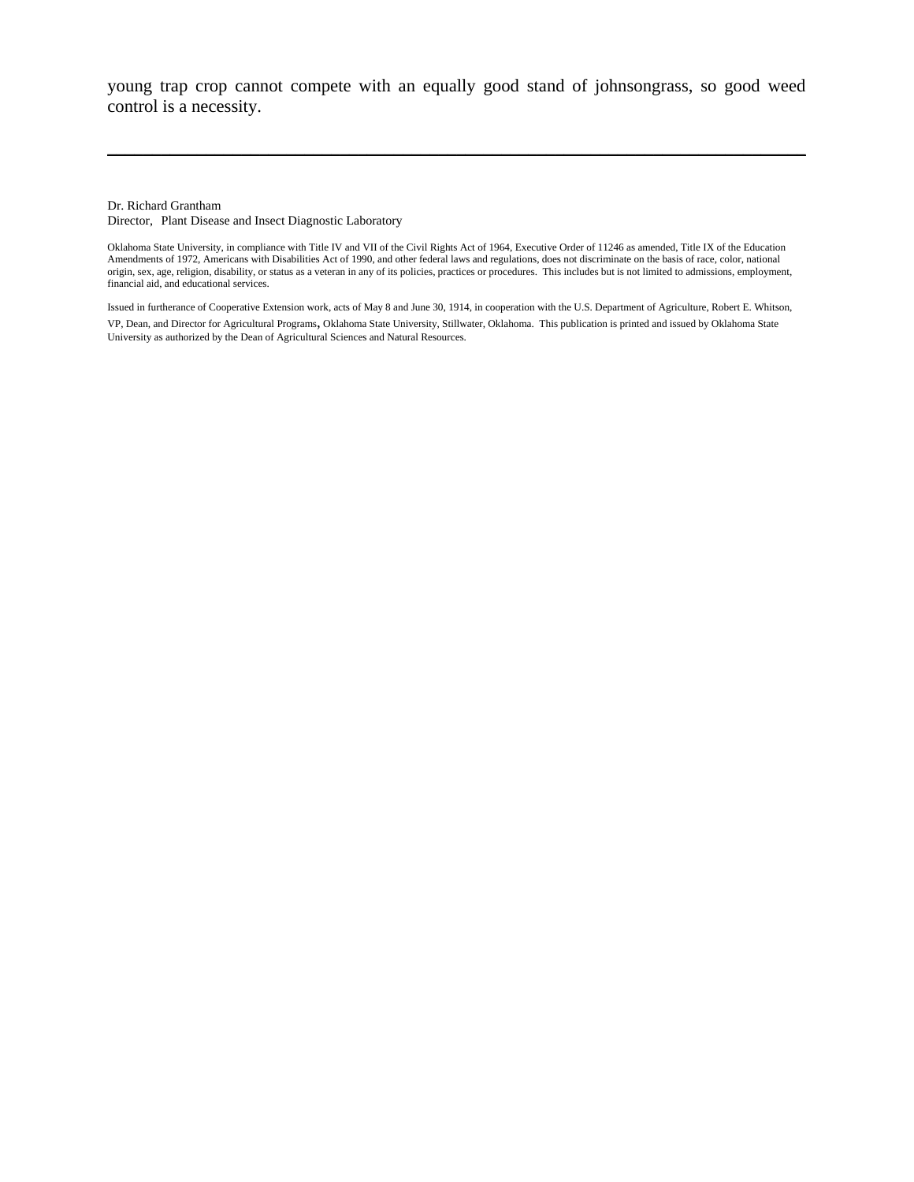young trap crop cannot compete with an equally good stand of johnsongrass, so good weed control is a necessity.

---

Dr. Richard Grantham
Director, Plant Disease and Insect Diagnostic Laboratory

Oklahoma State University, in compliance with Title IV and VII of the Civil Rights Act of 1964, Executive Order of 11246 as amended, Title IX of the Education Amendments of 1972, Americans with Disabilities Act of 1990, and other federal laws and regulations, does not discriminate on the basis of race, color, national origin, sex, age, religion, disability, or status as a veteran in any of its policies, practices or procedures. This includes but is not limited to admissions, employment, financial aid, and educational services.

Issued in furtherance of Cooperative Extension work, acts of May 8 and June 30, 1914, in cooperation with the U.S. Department of Agriculture, Robert E. Whitson, VP, Dean, and Director for Agricultural Programs, Oklahoma State University, Stillwater, Oklahoma. This publication is printed and issued by Oklahoma State University as authorized by the Dean of Agricultural Sciences and Natural Resources.